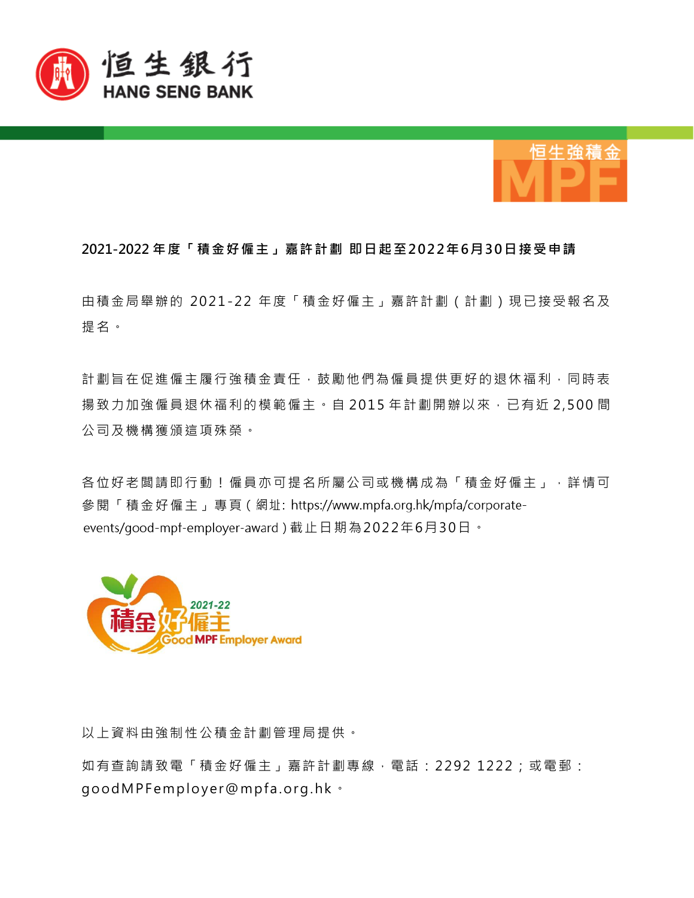## 2021-2022 年度「積金好僱主」嘉許計劃 即日起至2022年6月30日接受申請

由積金局舉辦的 2021-22 年度「積金好僱主」嘉許計劃（計劃）現已接受報名及提名。

計劃旨在促進僱主履行強積金責任，鼓勵他們為僱員提供更好的退休福利，同時表揚致力加強僱員退休福利的模範僱主。自 2015 年計劃開辦以來，已有近 2,500 間公司及機構獲頒這項殊榮。

各位好老闆請即行動！僱員亦可提名所屬公司或機構成為「積金好僱主」，詳情可參閱「積金好僱主」專頁（網址: https://www.mpfa.org.hk/mpfa/corporate-events/good-mpf-employer-award）截止日期為2022年6月30日。

以上資料由強制性公積金計劃管理局提供。

如有查詢請致電「積金好僱主」嘉許計劃專線，電話：2292 1222；或電郵：goodMPFemployer@mpfa.org.hk。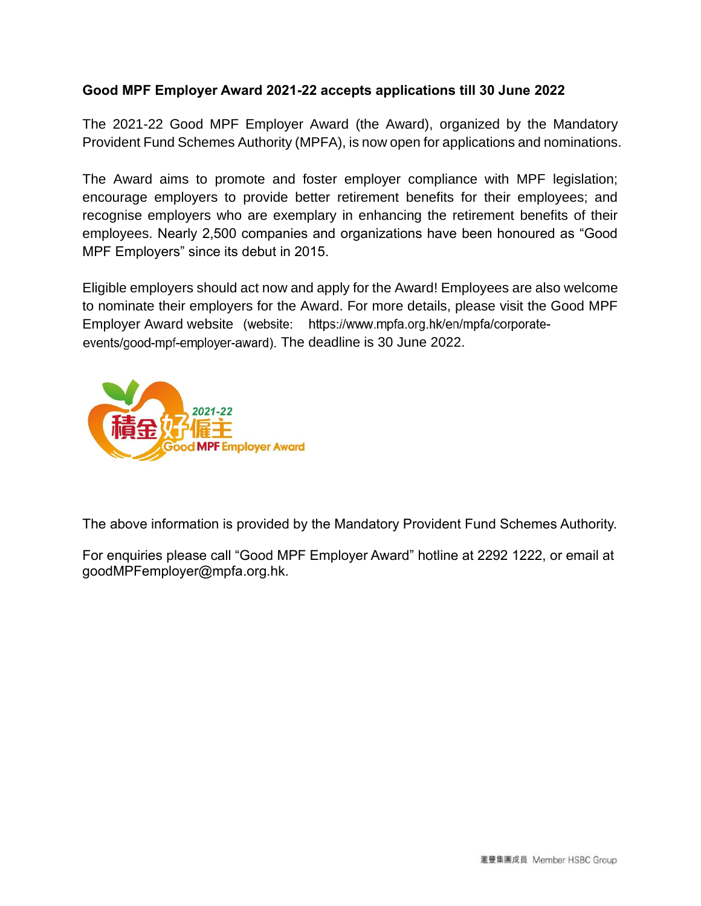**Good MPF Employer Award 2021-22 accepts applications till 30 June 2022**

The 2021-22 Good MPF Employer Award (the Award), organized by the Mandatory Provident Fund Schemes Authority (MPFA), is now open for applications and nominations.

The Award aims to promote and foster employer compliance with MPF legislation; encourage employers to provide better retirement benefits for their employees; and recognise employers who are exemplary in enhancing the retirement benefits of their employees. Nearly 2,500 companies and organizations have been honoured as "Good MPF Employers" since its debut in 2015.

Eligible employers should act now and apply for the Award! Employees are also welcome to nominate their employers for the Award. For more details, please visit the Good MPF Employer Award website (website: https://www.mpfa.org.hk/en/mpfa/corporate-events/good-mpf-employer-award). The deadline is 30 June 2022.

The above information is provided by the Mandatory Provident Fund Schemes Authority.

For enquiries please call "Good MPF Employer Award" hotline at 2292 1222, or email at goodMPFemployer@mpfa.org.hk.